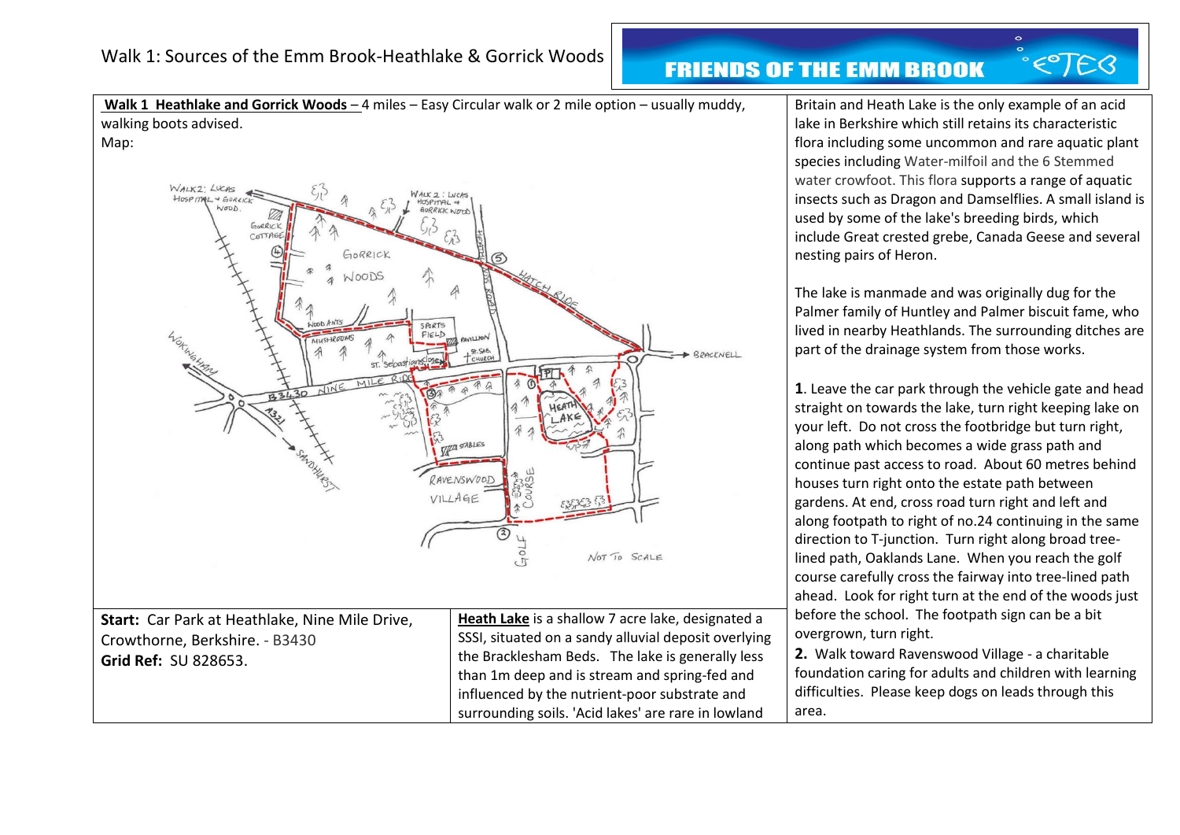# Walk 1: Sources of the Emm Brook-Heathlake & Gorrick Woods

FRIENDS OF THE EMM BROOK

**Walk 1 Heathlake and Gorrick Woods** – 4 miles – Easy Circular walk or 2 mile option – usually muddy, walking boots advised.

Map:

**Start:** Car Park at Heathlake, Nine Mile Drive, Crowthorne, Berkshire. - B3430

**Grid Ref:** SU 828653.

**Heath Lake** is a shallow 7 acre lake, designated a SSSI, situated on a sandy alluvial deposit overlying the Bracklesham Beds. The lake is generally less than 1m deep and is stream and spring-fed and influenced by the nutrient-poor substrate and surrounding soils. 'Acid lakes' are rare in lowland Britain and Heath Lake is the only example of an acid lake in Berkshire which still retains its characteristic flora including some uncommon and rare aquatic plant species including Water-milfoil and the 6 Stemmed water crowfoot. This flora supports a range of aquatic insects such as Dragon and Damselflies. A small island is used by some of the lake's breeding birds, which include Great crested grebe, Canada Geese and several nesting pairs of Heron.

The lake is manmade and was originally dug for the Palmer family of Huntley and Palmer biscuit fame, who lived in nearby Heathlands. The surrounding ditches are part of the drainage system from those works.

**1**. Leave the car park through the vehicle gate and head straight on towards the lake, turn right keeping lake on your left. Do not cross the footbridge but turn right, along path which becomes a wide grass path and continue past access to road. About 60 metres behind houses turn right onto the estate path between gardens. At end, cross road turn right and left and along footpath to right of no.24 continuing in the same direction to T-junction. Turn right along broad tree-lined path, Oaklands Lane. When you reach the golf course carefully cross the fairway into tree-lined path ahead. Look for right turn at the end of the woods just before the school. The footpath sign can be a bit overgrown, turn right.

**2.** Walk toward Ravenswood Village - a charitable foundation caring for adults and children with learning difficulties. Please keep dogs on leads through this area.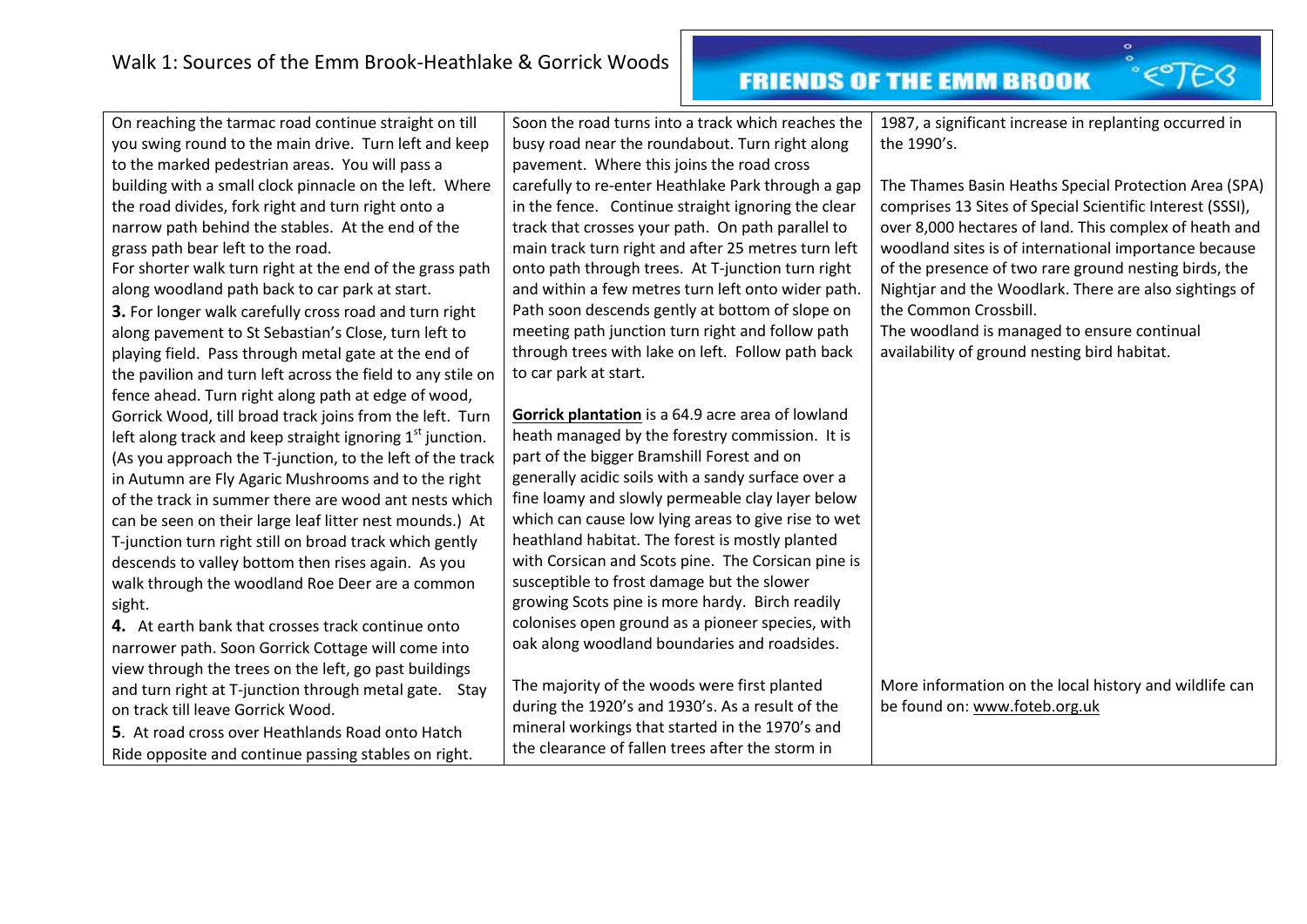Walk 1: Sources of the Emm Brook-Heathlake & Gorrick Woods

FRIENDS OF THE EMM BROOK

On reaching the tarmac road continue straight on till you swing round to the main drive. Turn left and keep to the marked pedestrian areas. You will pass a building with a small clock pinnacle on the left. Where the road divides, fork right and turn right onto a narrow path behind the stables. At the end of the grass path bear left to the road.

For shorter walk turn right at the end of the grass path along woodland path back to car park at start.

**3.** For longer walk carefully cross road and turn right along pavement to St Sebastian's Close, turn left to playing field. Pass through metal gate at the end of the pavilion and turn left across the field to any stile on fence ahead. Turn right along path at edge of wood, Gorrick Wood, till broad track joins from the left. Turn left along track and keep straight ignoring 1st junction. (As you approach the T-junction, to the left of the track in Autumn are Fly Agaric Mushrooms and to the right of the track in summer there are wood ant nests which can be seen on their large leaf litter nest mounds.) At T-junction turn right still on broad track which gently descends to valley bottom then rises again. As you walk through the woodland Roe Deer are a common sight.

**4.** At earth bank that crosses track continue onto narrower path. Soon Gorrick Cottage will come into view through the trees on the left, go past buildings and turn right at T-junction through metal gate. Stay on track till leave Gorrick Wood.

**5**. At road cross over Heathlands Road onto Hatch Ride opposite and continue passing stables on right. Soon the road turns into a track which reaches the busy road near the roundabout. Turn right along pavement. Where this joins the road cross carefully to re-enter Heathlake Park through a gap in the fence. Continue straight ignoring the clear track that crosses your path. On path parallel to main track turn right and after 25 metres turn left onto path through trees. At T-junction turn right and within a few metres turn left onto wider path. Path soon descends gently at bottom of slope on meeting path junction turn right and follow path through trees with lake on left. Follow path back to car park at start.

**Gorrick plantation** is a 64.9 acre area of lowland heath managed by the forestry commission. It is part of the bigger Bramshill Forest and on generally acidic soils with a sandy surface over a fine loamy and slowly permeable clay layer below which can cause low lying areas to give rise to wet heathland habitat. The forest is mostly planted with Corsican and Scots pine. The Corsican pine is susceptible to frost damage but the slower growing Scots pine is more hardy. Birch readily colonises open ground as a pioneer species, with oak along woodland boundaries and roadsides.

The majority of the woods were first planted during the 1920's and 1930's. As a result of the mineral workings that started in the 1970's and the clearance of fallen trees after the storm in 1987, a significant increase in replanting occurred in the 1990's.

The Thames Basin Heaths Special Protection Area (SPA) comprises 13 Sites of Special Scientific Interest (SSSI), over 8,000 hectares of land. This complex of heath and woodland sites is of international importance because of the presence of two rare ground nesting birds, the Nightjar and the Woodlark. There are also sightings of the Common Crossbill.

The woodland is managed to ensure continual availability of ground nesting bird habitat.

More information on the local history and wildlife can be found on: www.foteb.org.uk